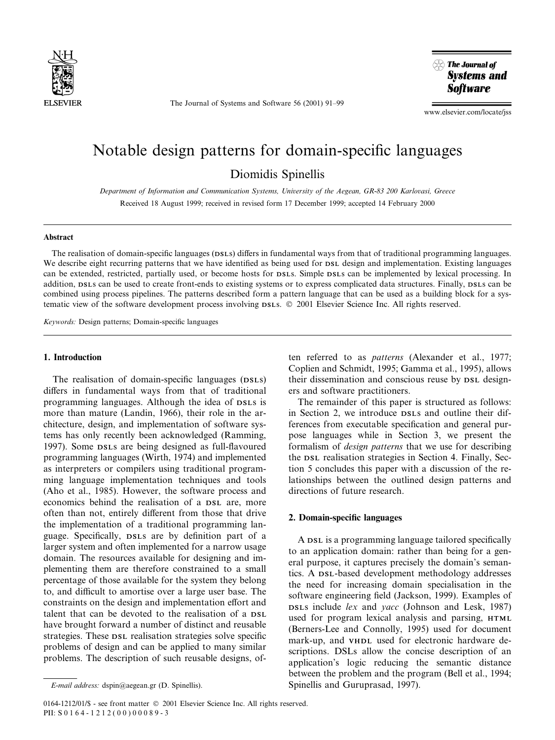# Notable design patterns for domain-specific languages

Diomidis Spinellis

*Department of Information and Communication Systems, University of the Aegean, GR-83 200 Karlovasi, Greece*

Received 18 August 1999; received in revised form 17 December 1999; accepted 14 February 2000

## Abstract

The realisation of domain-specific languages (DSLs) differs in fundamental ways from that of traditional programming languages. We describe eight recurring patterns that we have identified as being used for DSL design and implementation. Existing languages can be extended, restricted, partially used, or become hosts for DSLs. Simple DSLs can be implemented by lexical processing. In addition, DSLs can be used to create front-ends to existing systems or to express complicated data structures. Finally, DSLs can be combined using process pipelines. The patterns described form a pattern language that can be used as a building block for a systematic view of the software development process involving DSLs. © 2001 Elsevier Science Inc. All rights reserved.

*Keywords:* Design patterns; Domain-specific languages

## 1. Introduction

The realisation of domain-specific languages (DSLs) differs in fundamental ways from that of traditional programming languages. Although the idea of DSLs is more than mature (Landin, 1966), their role in the architecture, design, and implementation of software systems has only recently been acknowledged (Ramming, 1997). Some DSLs are being designed as full-flavoured programming languages (Wirth, 1974) and implemented as interpreters or compilers using traditional programming language implementation techniques and tools (Aho et al., 1985). However, the software process and economics behind the realisation of a DSL are, more often than not, entirely different from those that drive the implementation of a traditional programming language. Specifically, DSLs are by definition part of a larger system and often implemented for a narrow usage domain. The resources available for designing and implementing them are therefore constrained to a small percentage of those available for the system they belong to, and difficult to amortise over a large user base. The constraints on the design and implementation effort and talent that can be devoted to the realisation of a DSL have brought forward a number of distinct and reusable strategies. These DSL realisation strategies solve specific problems of design and can be applied to many similar problems. The description of such reusable designs, often referred to as *patterns* (Alexander et al., 1977; Coplien and Schmidt, 1995; Gamma et al., 1995), allows their dissemination and conscious reuse by DSL designers and software practitioners.

The remainder of this paper is structured as follows: in Section 2, we introduce DSLs and outline their differences from executable specification and general purpose languages while in Section 3, we present the formalism of *design patterns* that we use for describing the DSL realisation strategies in Section 4. Finally, Section 5 concludes this paper with a discussion of the relationships between the outlined design patterns and directions of future research.

## 2. Domain-specific languages

A DSL is a programming language tailored specifically to an application domain: rather than being for a general purpose, it captures precisely the domain's semantics. A DSL-based development methodology addresses the need for increasing domain specialisation in the software engineering field (Jackson, 1999). Examples of DSLs include *lex* and *yacc* (Johnson and Lesk, 1987) used for program lexical analysis and parsing, HTML (Berners-Lee and Connolly, 1995) used for document mark-up, and VHDL used for electronic hardware descriptions. DSLs allow the concise description of an application's logic reducing the semantic distance between the problem and the program (Bell et al., 1994; Spinellis and Guruprasad, 1997).

*E-mail address:* dspin@aegean.gr (D. Spinellis).

0164-1212/01/$ - see front matter © 2001 Elsevier Science Inc. All rights reserved.
PII: S0164-1212(00)00089-3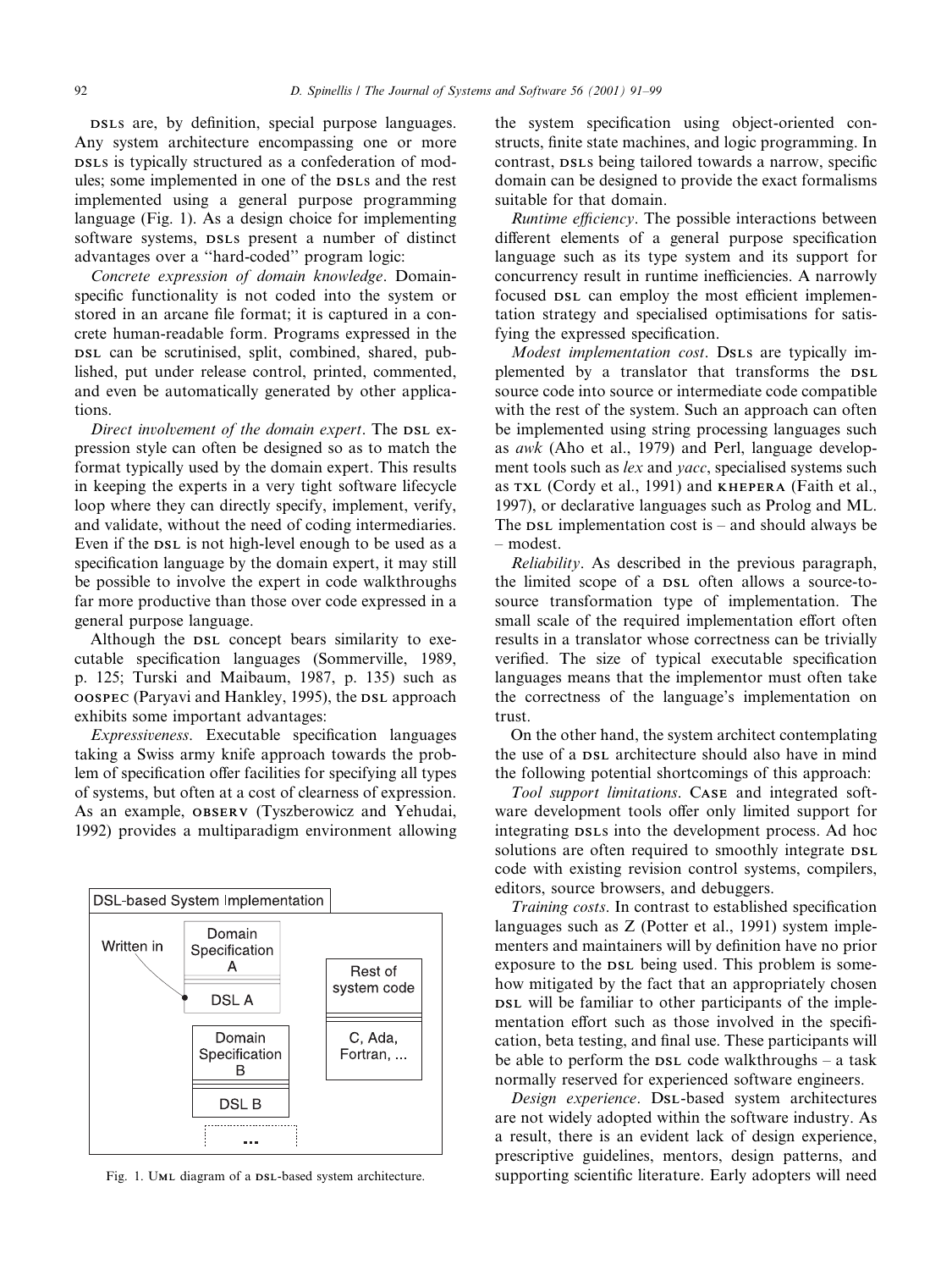DSLs are, by definition, special purpose languages. Any system architecture encompassing one or more DSLs is typically structured as a confederation of modules; some implemented in one of the DSLs and the rest implemented using a general purpose programming language (Fig. 1). As a design choice for implementing software systems, DSLs present a number of distinct advantages over a ''hard-coded'' program logic:

*Concrete expression of domain knowledge*. Domain-specific functionality is not coded into the system or stored in an arcane file format; it is captured in a concrete human-readable form. Programs expressed in the DSL can be scrutinised, split, combined, shared, published, put under release control, printed, commented, and even be automatically generated by other applications.

*Direct involvement of the domain expert*. The DSL expression style can often be designed so as to match the format typically used by the domain expert. This results in keeping the experts in a very tight software lifecycle loop where they can directly specify, implement, verify, and validate, without the need of coding intermediaries. Even if the DSL is not high-level enough to be used as a specification language by the domain expert, it may still be possible to involve the expert in code walkthroughs far more productive than those over code expressed in a general purpose language.

Although the DSL concept bears similarity to executable specification languages (Sommerville, 1989, p. 125; Turski and Maibaum, 1987, p. 135) such as OOSPEC (Paryavi and Hankley, 1995), the DSL approach exhibits some important advantages:

*Expressiveness*. Executable specification languages taking a Swiss army knife approach towards the problem of specification offer facilities for specifying all types of systems, but often at a cost of clearness of expression. As an example, OBSERV (Tyszberowicz and Yehudai, 1992) provides a multiparadigm environment allowing the system specification using object-oriented constructs, finite state machines, and logic programming. In contrast, DSLs being tailored towards a narrow, specific domain can be designed to provide the exact formalisms suitable for that domain.

Fig. 1. UML diagram of a DSL-based system architecture.

*Runtime efficiency*. The possible interactions between different elements of a general purpose specification language such as its type system and its support for concurrency result in runtime inefficiencies. A narrowly focused DSL can employ the most efficient implementation strategy and specialised optimisations for satisfying the expressed specification.

*Modest implementation cost*. DSLs are typically implemented by a translator that transforms the DSL source code into source or intermediate code compatible with the rest of the system. Such an approach can often be implemented using string processing languages such as *awk* (Aho et al., 1979) and Perl, language development tools such as *lex* and *yacc*, specialised systems such as TXL (Cordy et al., 1991) and KHEPERA (Faith et al., 1997), or declarative languages such as Prolog and ML. The DSL implementation cost is – and should always be – modest.

*Reliability*. As described in the previous paragraph, the limited scope of a DSL often allows a source-to-source transformation type of implementation. The small scale of the required implementation effort often results in a translator whose correctness can be trivially verified. The size of typical executable specification languages means that the implementor must often take the correctness of the language's implementation on trust.

On the other hand, the system architect contemplating the use of a DSL architecture should also have in mind the following potential shortcomings of this approach:

*Tool support limitations*. CASE and integrated software development tools offer only limited support for integrating DSLs into the development process. Ad hoc solutions are often required to smoothly integrate DSL code with existing revision control systems, compilers, editors, source browsers, and debuggers.

*Training costs*. In contrast to established specification languages such as Z (Potter et al., 1991) system implementers and maintainers will by definition have no prior exposure to the DSL being used. This problem is somehow mitigated by the fact that an appropriately chosen DSL will be familiar to other participants of the implementation effort such as those involved in the specification, beta testing, and final use. These participants will be able to perform the DSL code walkthroughs – a task normally reserved for experienced software engineers.

*Design experience*. DSL-based system architectures are not widely adopted within the software industry. As a result, there is an evident lack of design experience, prescriptive guidelines, mentors, design patterns, and supporting scientific literature. Early adopters will need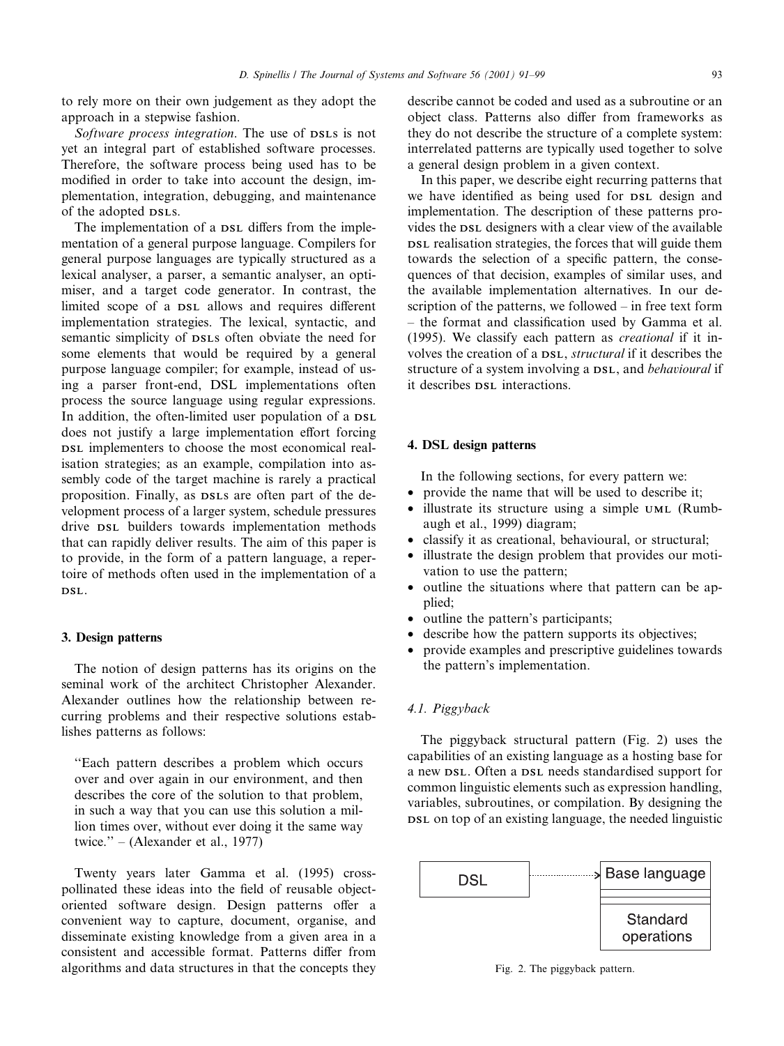to rely more on their own judgement as they adopt the approach in a stepwise fashion.

*Software process integration*. The use of DSLs is not yet an integral part of established software processes. Therefore, the software process being used has to be modified in order to take into account the design, implementation, integration, debugging, and maintenance of the adopted DSLs.

The implementation of a DSL differs from the implementation of a general purpose language. Compilers for general purpose languages are typically structured as a lexical analyser, a parser, a semantic analyser, an optimiser, and a target code generator. In contrast, the limited scope of a DSL allows and requires different implementation strategies. The lexical, syntactic, and semantic simplicity of DSLs often obviate the need for some elements that would be required by a general purpose language compiler; for example, instead of using a parser front-end, DSL implementations often process the source language using regular expressions. In addition, the often-limited user population of a DSL does not justify a large implementation effort forcing DSL implementers to choose the most economical realisation strategies; as an example, compilation into assembly code of the target machine is rarely a practical proposition. Finally, as DSLs are often part of the development process of a larger system, schedule pressures drive DSL builders towards implementation methods that can rapidly deliver results. The aim of this paper is to provide, in the form of a pattern language, a repertoire of methods often used in the implementation of a DSL.

## 3. Design patterns

The notion of design patterns has its origins on the seminal work of the architect Christopher Alexander. Alexander outlines how the relationship between recurring problems and their respective solutions establishes patterns as follows:

> "Each pattern describes a problem which occurs over and over again in our environment, and then describes the core of the solution to that problem, in such a way that you can use this solution a million times over, without ever doing it the same way twice." – (Alexander et al., 1977)

Twenty years later Gamma et al. (1995) cross-pollinated these ideas into the field of reusable object-oriented software design. Design patterns offer a convenient way to capture, document, organise, and disseminate existing knowledge from a given area in a consistent and accessible format. Patterns differ from algorithms and data structures in that the concepts they describe cannot be coded and used as a subroutine or an object class. Patterns also differ from frameworks as they do not describe the structure of a complete system: interrelated patterns are typically used together to solve a general design problem in a given context.

In this paper, we describe eight recurring patterns that we have identified as being used for DSL design and implementation. The description of these patterns provides the DSL designers with a clear view of the available DSL realisation strategies, the forces that will guide them towards the selection of a specific pattern, the consequences of that decision, examples of similar uses, and the available implementation alternatives. In our description of the patterns, we followed – in free text form – the format and classification used by Gamma et al. (1995). We classify each pattern as *creational* if it involves the creation of a DSL, *structural* if it describes the structure of a system involving a DSL, and *behavioural* if it describes DSL interactions.

## 4. DSL design patterns

In the following sections, for every pattern we:

- provide the name that will be used to describe it;
- illustrate its structure using a simple UML (Rumbaugh et al., 1999) diagram;
- classify it as creational, behavioural, or structural;
- illustrate the design problem that provides our motivation to use the pattern;
- outline the situations where that pattern can be applied;
- outline the pattern's participants;
- describe how the pattern supports its objectives;
- provide examples and prescriptive guidelines towards the pattern's implementation.

### 4.1. Piggyback

The piggyback structural pattern (Fig. 2) uses the capabilities of an existing language as a hosting base for a new DSL. Often a DSL needs standardised support for common linguistic elements such as expression handling, variables, subroutines, or compilation. By designing the DSL on top of an existing language, the needed linguistic

Fig. 2. The piggyback pattern.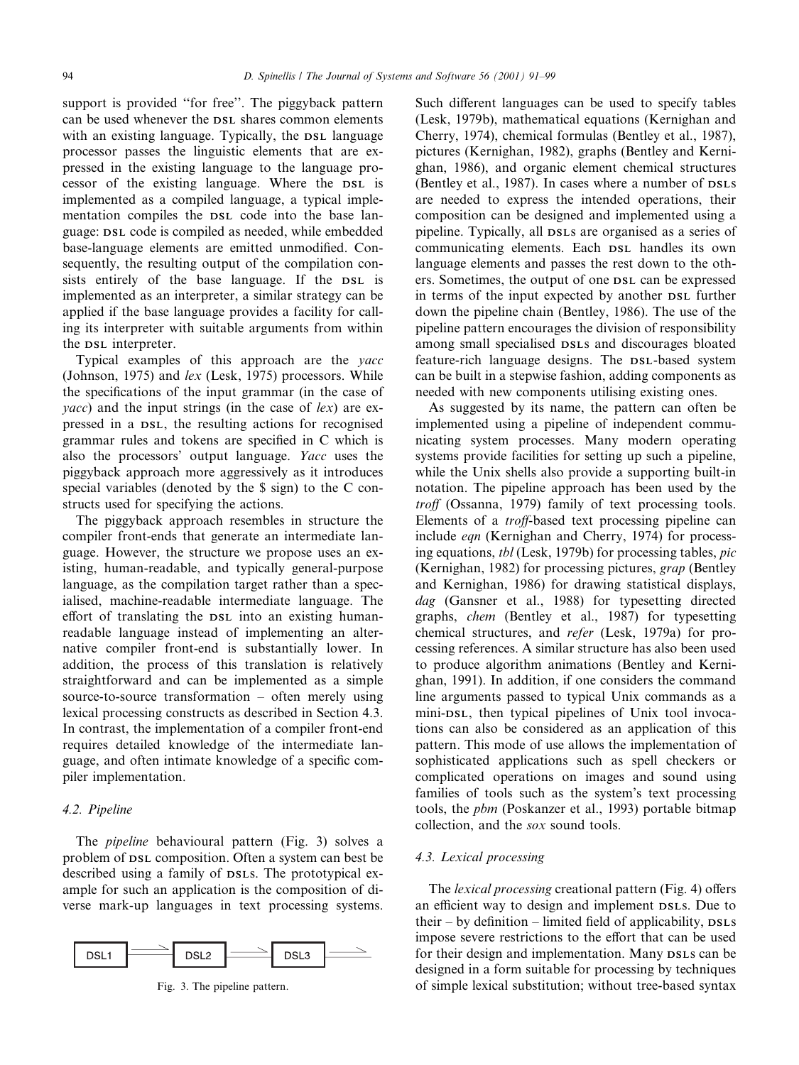support is provided "for free". The piggyback pattern can be used whenever the DSL shares common elements with an existing language. Typically, the DSL language processor passes the linguistic elements that are expressed in the existing language to the language processor of the existing language. Where the DSL is implemented as a compiled language, a typical implementation compiles the DSL code into the base language: DSL code is compiled as needed, while embedded base-language elements are emitted unmodified. Consequently, the resulting output of the compilation consists entirely of the base language. If the DSL is implemented as an interpreter, a similar strategy can be applied if the base language provides a facility for calling its interpreter with suitable arguments from within the DSL interpreter.

Typical examples of this approach are the *yacc* (Johnson, 1975) and *lex* (Lesk, 1975) processors. While the specifications of the input grammar (in the case of *yacc*) and the input strings (in the case of *lex*) are expressed in a DSL, the resulting actions for recognised grammar rules and tokens are specified in C which is also the processors' output language. *Yacc* uses the piggyback approach more aggressively as it introduces special variables (denoted by the $ sign) to the C constructs used for specifying the actions.

The piggyback approach resembles in structure the compiler front-ends that generate an intermediate language. However, the structure we propose uses an existing, human-readable, and typically general-purpose language, as the compilation target rather than a specialised, machine-readable intermediate language. The effort of translating the DSL into an existing human-readable language instead of implementing an alternative compiler front-end is substantially lower. In addition, the process of this translation is relatively straightforward and can be implemented as a simple source-to-source transformation – often merely using lexical processing constructs as described in Section 4.3. In contrast, the implementation of a compiler front-end requires detailed knowledge of the intermediate language, and often intimate knowledge of a specific compiler implementation.

### 4.2. Pipeline

The *pipeline* behavioural pattern (Fig. 3) solves a problem of DSL composition. Often a system can best be described using a family of DSLs. The prototypical example for such an application is the composition of diverse mark-up languages in text processing systems.

DSL1 ⟹ DSL2 → DSL3 →

Fig. 3. The pipeline pattern.

Such different languages can be used to specify tables (Lesk, 1979b), mathematical equations (Kernighan and Cherry, 1974), chemical formulas (Bentley et al., 1987), pictures (Kernighan, 1982), graphs (Bentley and Kernighan, 1986), and organic element chemical structures (Bentley et al., 1987). In cases where a number of DSLs are needed to express the intended operations, their composition can be designed and implemented using a pipeline. Typically, all DSLs are organised as a series of communicating elements. Each DSL handles its own language elements and passes the rest down to the others. Sometimes, the output of one DSL can be expressed in terms of the input expected by another DSL further down the pipeline chain (Bentley, 1986). The use of the pipeline pattern encourages the division of responsibility among small specialised DSLs and discourages bloated feature-rich language designs. The DSL-based system can be built in a stepwise fashion, adding components as needed with new components utilising existing ones.

As suggested by its name, the pattern can often be implemented using a pipeline of independent communicating system processes. Many modern operating systems provide facilities for setting up such a pipeline, while the Unix shells also provide a supporting built-in notation. The pipeline approach has been used by the *troff* (Ossanna, 1979) family of text processing tools. Elements of a *troff*-based text processing pipeline can include *eqn* (Kernighan and Cherry, 1974) for processing equations, *tbl* (Lesk, 1979b) for processing tables, *pic* (Kernighan, 1982) for processing pictures, *grap* (Bentley and Kernighan, 1986) for drawing statistical displays, *dag* (Gansner et al., 1988) for typesetting directed graphs, *chem* (Bentley et al., 1987) for typesetting chemical structures, and *refer* (Lesk, 1979a) for processing references. A similar structure has also been used to produce algorithm animations (Bentley and Kernighan, 1991). In addition, if one considers the command line arguments passed to typical Unix commands as a mini-DSL, then typical pipelines of Unix tool invocations can also be considered as an application of this pattern. This mode of use allows the implementation of sophisticated applications such as spell checkers or complicated operations on images and sound using families of tools such as the system's text processing tools, the *pbm* (Poskanzer et al., 1993) portable bitmap collection, and the *sox* sound tools.

### 4.3. Lexical processing

The *lexical processing* creational pattern (Fig. 4) offers an efficient way to design and implement DSLs. Due to their – by definition – limited field of applicability, DSLs impose severe restrictions to the effort that can be used for their design and implementation. Many DSLs can be designed in a form suitable for processing by techniques of simple lexical substitution; without tree-based syntax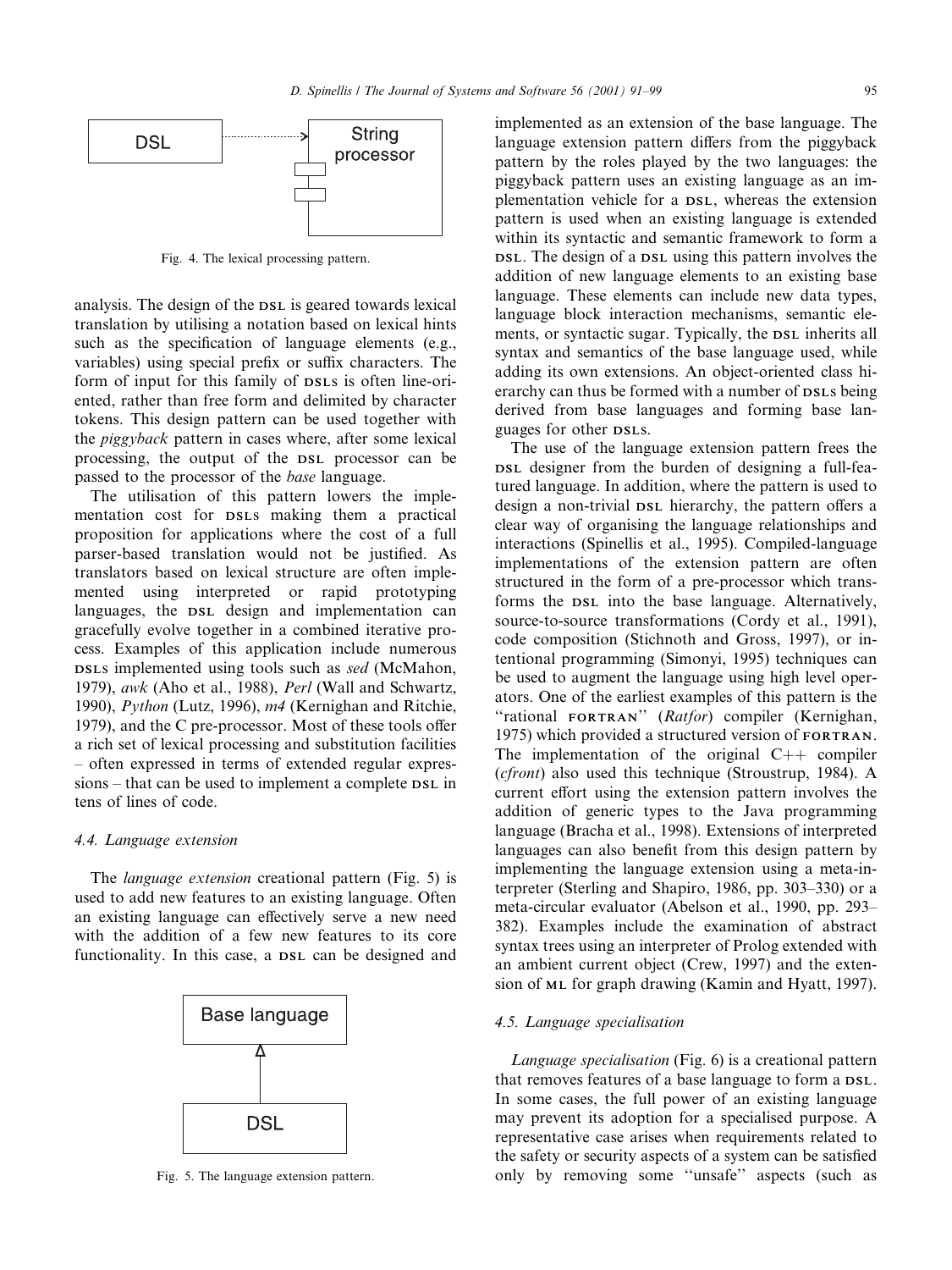Fig. 4. The lexical processing pattern.

analysis. The design of the DSL is geared towards lexical translation by utilising a notation based on lexical hints such as the specification of language elements (e.g., variables) using special prefix or suffix characters. The form of input for this family of DSLs is often line-oriented, rather than free form and delimited by character tokens. This design pattern can be used together with the *piggyback* pattern in cases where, after some lexical processing, the output of the DSL processor can be passed to the processor of the *base* language.

The utilisation of this pattern lowers the implementation cost for DSLs making them a practical proposition for applications where the cost of a full parser-based translation would not be justified. As translators based on lexical structure are often implemented using interpreted or rapid prototyping languages, the DSL design and implementation can gracefully evolve together in a combined iterative process. Examples of this application include numerous DSLs implemented using tools such as *sed* (McMahon, 1979), *awk* (Aho et al., 1988), *Perl* (Wall and Schwartz, 1990), *Python* (Lutz, 1996), *m4* (Kernighan and Ritchie, 1979), and the C pre-processor. Most of these tools offer a rich set of lexical processing and substitution facilities – often expressed in terms of extended regular expressions – that can be used to implement a complete DSL in tens of lines of code.

### 4.4. Language extension

The *language extension* creational pattern (Fig. 5) is used to add new features to an existing language. Often an existing language can effectively serve a new need with the addition of a few new features to its core functionality. In this case, a DSL can be designed and implemented as an extension of the base language. The language extension pattern differs from the piggyback pattern by the roles played by the two languages: the piggyback pattern uses an existing language as an implementation vehicle for a DSL, whereas the extension pattern is used when an existing language is extended within its syntactic and semantic framework to form a DSL. The design of a DSL using this pattern involves the addition of new language elements to an existing base language. These elements can include new data types, language block interaction mechanisms, semantic elements, or syntactic sugar. Typically, the DSL inherits all syntax and semantics of the base language used, while adding its own extensions. An object-oriented class hierarchy can thus be formed with a number of DSLs being derived from base languages and forming base languages for other DSLs.

Fig. 5. The language extension pattern.

The use of the language extension pattern frees the DSL designer from the burden of designing a full-featured language. In addition, where the pattern is used to design a non-trivial DSL hierarchy, the pattern offers a clear way of organising the language relationships and interactions (Spinellis et al., 1995). Compiled-language implementations of the extension pattern are often structured in the form of a pre-processor which transforms the DSL into the base language. Alternatively, source-to-source transformations (Cordy et al., 1991), code composition (Stichnoth and Gross, 1997), or intentional programming (Simonyi, 1995) techniques can be used to augment the language using high level operators. One of the earliest examples of this pattern is the "rational FORTRAN" (*Ratfor*) compiler (Kernighan, 1975) which provided a structured version of FORTRAN. The implementation of the original C++ compiler (*cfront*) also used this technique (Stroustrup, 1984). A current effort using the extension pattern involves the addition of generic types to the Java programming language (Bracha et al., 1998). Extensions of interpreted languages can also benefit from this design pattern by implementing the language extension using a meta-interpreter (Sterling and Shapiro, 1986, pp. 303–330) or a meta-circular evaluator (Abelson et al., 1990, pp. 293–382). Examples include the examination of abstract syntax trees using an interpreter of Prolog extended with an ambient current object (Crew, 1997) and the extension of ML for graph drawing (Kamin and Hyatt, 1997).

### 4.5. Language specialisation

*Language specialisation* (Fig. 6) is a creational pattern that removes features of a base language to form a DSL. In some cases, the full power of an existing language may prevent its adoption for a specialised purpose. A representative case arises when requirements related to the safety or security aspects of a system can be satisfied only by removing some "unsafe" aspects (such as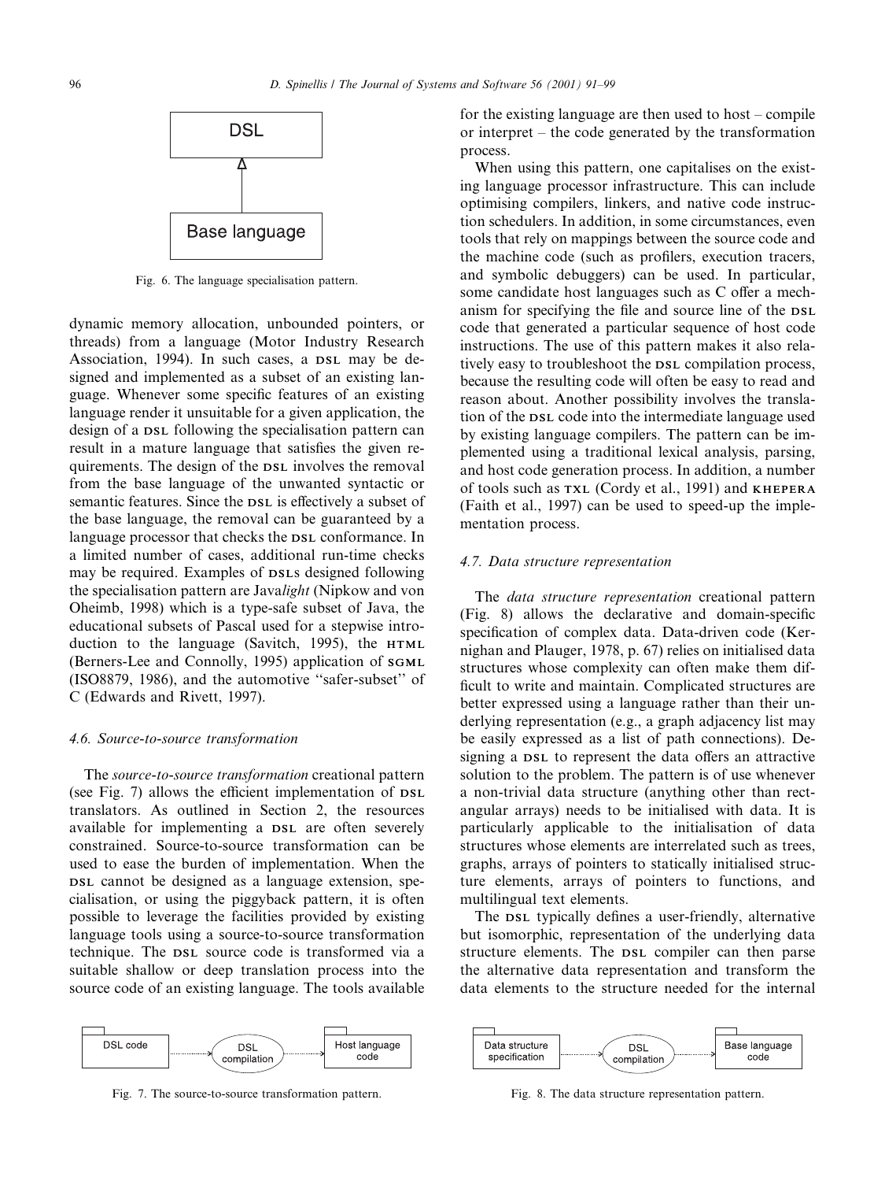Fig. 6. The language specialisation pattern.

dynamic memory allocation, unbounded pointers, or threads) from a language (Motor Industry Research Association, 1994). In such cases, a DSL may be designed and implemented as a subset of an existing language. Whenever some specific features of an existing language render it unsuitable for a given application, the design of a DSL following the specialisation pattern can result in a mature language that satisfies the given requirements. The design of the DSL involves the removal from the base language of the unwanted syntactic or semantic features. Since the DSL is effectively a subset of the base language, the removal can be guaranteed by a language processor that checks the DSL conformance. In a limited number of cases, additional run-time checks may be required. Examples of DSLs designed following the specialisation pattern are Java*light* (Nipkow and von Oheimb, 1998) which is a type-safe subset of Java, the educational subsets of Pascal used for a stepwise introduction to the language (Savitch, 1995), the HTML (Berners-Lee and Connolly, 1995) application of SGML (ISO8879, 1986), and the automotive "safer-subset" of C (Edwards and Rivett, 1997).

### 4.6. Source-to-source transformation

The *source-to-source transformation* creational pattern (see Fig. 7) allows the efficient implementation of DSL translators. As outlined in Section 2, the resources available for implementing a DSL are often severely constrained. Source-to-source transformation can be used to ease the burden of implementation. When the DSL cannot be designed as a language extension, specialisation, or using the piggyback pattern, it is often possible to leverage the facilities provided by existing language tools using a source-to-source transformation technique. The DSL source code is transformed via a suitable shallow or deep translation process into the source code of an existing language. The tools available for the existing language are then used to host – compile or interpret – the code generated by the transformation process.

When using this pattern, one capitalises on the existing language processor infrastructure. This can include optimising compilers, linkers, and native code instruction schedulers. In addition, in some circumstances, even tools that rely on mappings between the source code and the machine code (such as profilers, execution tracers, and symbolic debuggers) can be used. In particular, some candidate host languages such as C offer a mechanism for specifying the file and source line of the DSL code that generated a particular sequence of host code instructions. The use of this pattern makes it also relatively easy to troubleshoot the DSL compilation process, because the resulting code will often be easy to read and reason about. Another possibility involves the translation of the DSL code into the intermediate language used by existing language compilers. The pattern can be implemented using a traditional lexical analysis, parsing, and host code generation process. In addition, a number of tools such as TXL (Cordy et al., 1991) and KHEPERA (Faith et al., 1997) can be used to speed-up the implementation process.

Fig. 7. The source-to-source transformation pattern.

### 4.7. Data structure representation

The *data structure representation* creational pattern (Fig. 8) allows the declarative and domain-specific specification of complex data. Data-driven code (Kernighan and Plauger, 1978, p. 67) relies on initialised data structures whose complexity can often make them difficult to write and maintain. Complicated structures are better expressed using a language rather than their underlying representation (e.g., a graph adjacency list may be easily expressed as a list of path connections). Designing a DSL to represent the data offers an attractive solution to the problem. The pattern is of use whenever a non-trivial data structure (anything other than rectangular arrays) needs to be initialised with data. It is particularly applicable to the initialisation of data structures whose elements are interrelated such as trees, graphs, arrays of pointers to statically initialised structure elements, arrays of pointers to functions, and multilingual text elements.

The DSL typically defines a user-friendly, alternative but isomorphic, representation of the underlying data structure elements. The DSL compiler can then parse the alternative data representation and transform the data elements to the structure needed for the internal

Fig. 8. The data structure representation pattern.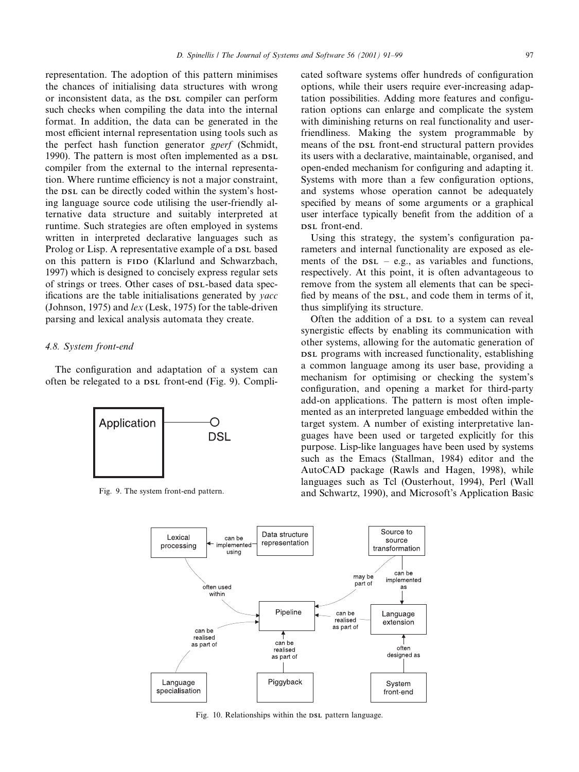representation. The adoption of this pattern minimises the chances of initialising data structures with wrong or inconsistent data, as the DSL compiler can perform such checks when compiling the data into the internal format. In addition, the data can be generated in the most efficient internal representation using tools such as the perfect hash function generator *gperf* (Schmidt, 1990). The pattern is most often implemented as a DSL compiler from the external to the internal representation. Where runtime efficiency is not a major constraint, the DSL can be directly coded within the system's hosting language source code utilising the user-friendly alternative data structure and suitably interpreted at runtime. Such strategies are often employed in systems written in interpreted declarative languages such as Prolog or Lisp. A representative example of a DSL based on this pattern is FIDO (Klarlund and Schwarzbach, 1997) which is designed to concisely express regular sets of strings or trees. Other cases of DSL-based data specifications are the table initialisations generated by *yacc* (Johnson, 1975) and *lex* (Lesk, 1975) for the table-driven parsing and lexical analysis automata they create.

### 4.8. System front-end

The configuration and adaptation of a system can often be relegated to a DSL front-end (Fig. 9). Complicated software systems offer hundreds of configuration options, while their users require ever-increasing adaptation possibilities. Adding more features and configuration options can enlarge and complicate the system with diminishing returns on real functionality and user-friendliness. Making the system programmable by means of the DSL front-end structural pattern provides its users with a declarative, maintainable, organised, and open-ended mechanism for configuring and adapting it. Systems with more than a few configuration options, and systems whose operation cannot be adequately specified by means of some arguments or a graphical user interface typically benefit from the addition of a DSL front-end.

Fig. 9. The system front-end pattern.

Using this strategy, the system's configuration parameters and internal functionality are exposed as elements of the DSL – e.g., as variables and functions, respectively. At this point, it is often advantageous to remove from the system all elements that can be specified by means of the DSL, and code them in terms of it, thus simplifying its structure.

Often the addition of a DSL to a system can reveal synergistic effects by enabling its communication with other systems, allowing for the automatic generation of DSL programs with increased functionality, establishing a common language among its user base, providing a mechanism for optimising or checking the system's configuration, and opening a market for third-party add-on applications. The pattern is most often implemented as an interpreted language embedded within the target system. A number of existing interpretative languages have been used or targeted explicitly for this purpose. Lisp-like languages have been used by systems such as the Emacs (Stallman, 1984) editor and the AutoCAD package (Rawls and Hagen, 1998), while languages such as Tcl (Ousterhout, 1994), Perl (Wall and Schwartz, 1990), and Microsoft's Application Basic

Fig. 10. Relationships within the DSL pattern language.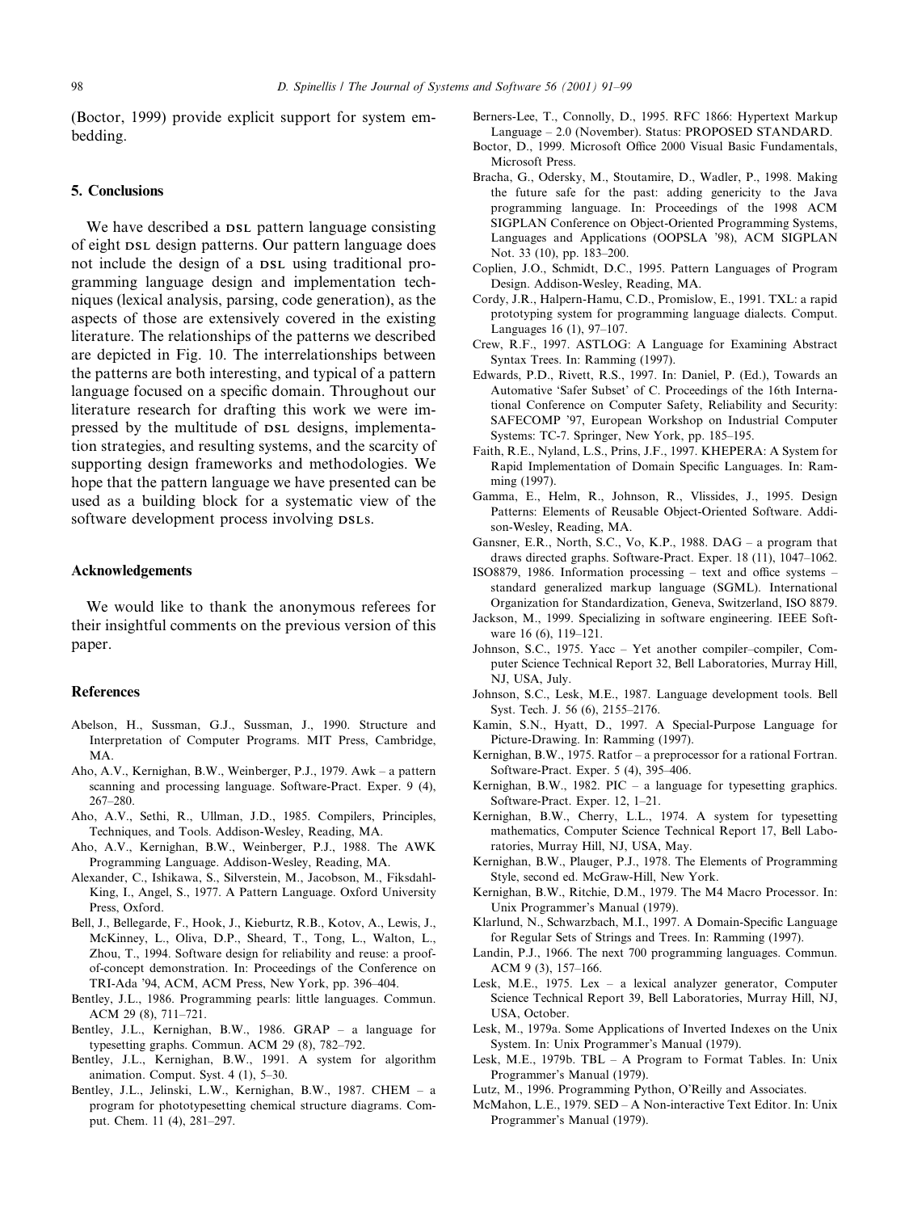(Boctor, 1999) provide explicit support for system embedding.

## 5. Conclusions

We have described a DSL pattern language consisting of eight DSL design patterns. Our pattern language does not include the design of a DSL using traditional programming language design and implementation techniques (lexical analysis, parsing, code generation), as the aspects of those are extensively covered in the existing literature. The relationships of the patterns we described are depicted in Fig. 10. The interrelationships between the patterns are both interesting, and typical of a pattern language focused on a specific domain. Throughout our literature research for drafting this work we were impressed by the multitude of DSL designs, implementation strategies, and resulting systems, and the scarcity of supporting design frameworks and methodologies. We hope that the pattern language we have presented can be used as a building block for a systematic view of the software development process involving DSLs.

## Acknowledgements

We would like to thank the anonymous referees for their insightful comments on the previous version of this paper.

## References

Abelson, H., Sussman, G.J., Sussman, J., 1990. Structure and Interpretation of Computer Programs. MIT Press, Cambridge, MA.

Aho, A.V., Kernighan, B.W., Weinberger, P.J., 1979. Awk – a pattern scanning and processing language. Software-Pract. Exper. 9 (4), 267–280.

Aho, A.V., Sethi, R., Ullman, J.D., 1985. Compilers, Principles, Techniques, and Tools. Addison-Wesley, Reading, MA.

Aho, A.V., Kernighan, B.W., Weinberger, P.J., 1988. The AWK Programming Language. Addison-Wesley, Reading, MA.

Alexander, C., Ishikawa, S., Silverstein, M., Jacobson, M., Fiksdahl-King, I., Angel, S., 1977. A Pattern Language. Oxford University Press, Oxford.

Bell, J., Bellegarde, F., Hook, J., Kieburtz, R.B., Kotov, A., Lewis, J., McKinney, L., Oliva, D.P., Sheard, T., Tong, L., Walton, L., Zhou, T., 1994. Software design for reliability and reuse: a proof-of-concept demonstration. In: Proceedings of the Conference on TRI-Ada '94, ACM, ACM Press, New York, pp. 396–404.

Bentley, J.L., 1986. Programming pearls: little languages. Commun. ACM 29 (8), 711–721.

Bentley, J.L., Kernighan, B.W., 1986. GRAP – a language for typesetting graphs. Commun. ACM 29 (8), 782–792.

Bentley, J.L., Kernighan, B.W., 1991. A system for algorithm animation. Comput. Syst. 4 (1), 5–30.

Bentley, J.L., Jelinski, L.W., Kernighan, B.W., 1987. CHEM – a program for phototypesetting chemical structure diagrams. Comput. Chem. 11 (4), 281–297.

Berners-Lee, T., Connolly, D., 1995. RFC 1866: Hypertext Markup Language – 2.0 (November). Status: PROPOSED STANDARD.

Boctor, D., 1999. Microsoft Office 2000 Visual Basic Fundamentals, Microsoft Press.

Bracha, G., Odersky, M., Stoutamire, D., Wadler, P., 1998. Making the future safe for the past: adding genericity to the Java programming language. In: Proceedings of the 1998 ACM SIGPLAN Conference on Object-Oriented Programming Systems, Languages and Applications (OOPSLA '98), ACM SIGPLAN Not. 33 (10), pp. 183–200.

Coplien, J.O., Schmidt, D.C., 1995. Pattern Languages of Program Design. Addison-Wesley, Reading, MA.

Cordy, J.R., Halpern-Hamu, C.D., Promislow, E., 1991. TXL: a rapid prototyping system for programming language dialects. Comput. Languages 16 (1), 97–107.

Crew, R.F., 1997. ASTLOG: A Language for Examining Abstract Syntax Trees. In: Ramming (1997).

Edwards, P.D., Rivett, R.S., 1997. In: Daniel, P. (Ed.), Towards an Automative 'Safer Subset' of C. Proceedings of the 16th International Conference on Computer Safety, Reliability and Security: SAFECOMP '97, European Workshop on Industrial Computer Systems: TC-7. Springer, New York, pp. 185–195.

Faith, R.E., Nyland, L.S., Prins, J.F., 1997. KHEPERA: A System for Rapid Implementation of Domain Specific Languages. In: Ramming (1997).

Gamma, E., Helm, R., Johnson, R., Vlissides, J., 1995. Design Patterns: Elements of Reusable Object-Oriented Software. Addison-Wesley, Reading, MA.

Gansner, E.R., North, S.C., Vo, K.P., 1988. DAG – a program that draws directed graphs. Software-Pract. Exper. 18 (11), 1047–1062.

ISO8879, 1986. Information processing – text and office systems – standard generalized markup language (SGML). International Organization for Standardization, Geneva, Switzerland, ISO 8879.

Jackson, M., 1999. Specializing in software engineering. IEEE Software 16 (6), 119–121.

Johnson, S.C., 1975. Yacc – Yet another compiler–compiler, Computer Science Technical Report 32, Bell Laboratories, Murray Hill, NJ, USA, July.

Johnson, S.C., Lesk, M.E., 1987. Language development tools. Bell Syst. Tech. J. 56 (6), 2155–2176.

Kamin, S.N., Hyatt, D., 1997. A Special-Purpose Language for Picture-Drawing. In: Ramming (1997).

Kernighan, B.W., 1975. Ratfor – a preprocessor for a rational Fortran. Software-Pract. Exper. 5 (4), 395–406.

Kernighan, B.W., 1982. PIC – a language for typesetting graphics. Software-Pract. Exper. 12, 1–21.

Kernighan, B.W., Cherry, L.L., 1974. A system for typesetting mathematics, Computer Science Technical Report 17, Bell Laboratories, Murray Hill, NJ, USA, May.

Kernighan, B.W., Plauger, P.J., 1978. The Elements of Programming Style, second ed. McGraw-Hill, New York.

Kernighan, B.W., Ritchie, D.M., 1979. The M4 Macro Processor. In: Unix Programmer's Manual (1979).

Klarlund, N., Schwarzbach, M.I., 1997. A Domain-Specific Language for Regular Sets of Strings and Trees. In: Ramming (1997).

Landin, P.J., 1966. The next 700 programming languages. Commun. ACM 9 (3), 157–166.

Lesk, M.E., 1975. Lex – a lexical analyzer generator, Computer Science Technical Report 39, Bell Laboratories, Murray Hill, NJ, USA, October.

Lesk, M., 1979a. Some Applications of Inverted Indexes on the Unix System. In: Unix Programmer's Manual (1979).

Lesk, M.E., 1979b. TBL – A Program to Format Tables. In: Unix Programmer's Manual (1979).

Lutz, M., 1996. Programming Python, O'Reilly and Associates.

McMahon, L.E., 1979. SED – A Non-interactive Text Editor. In: Unix Programmer's Manual (1979).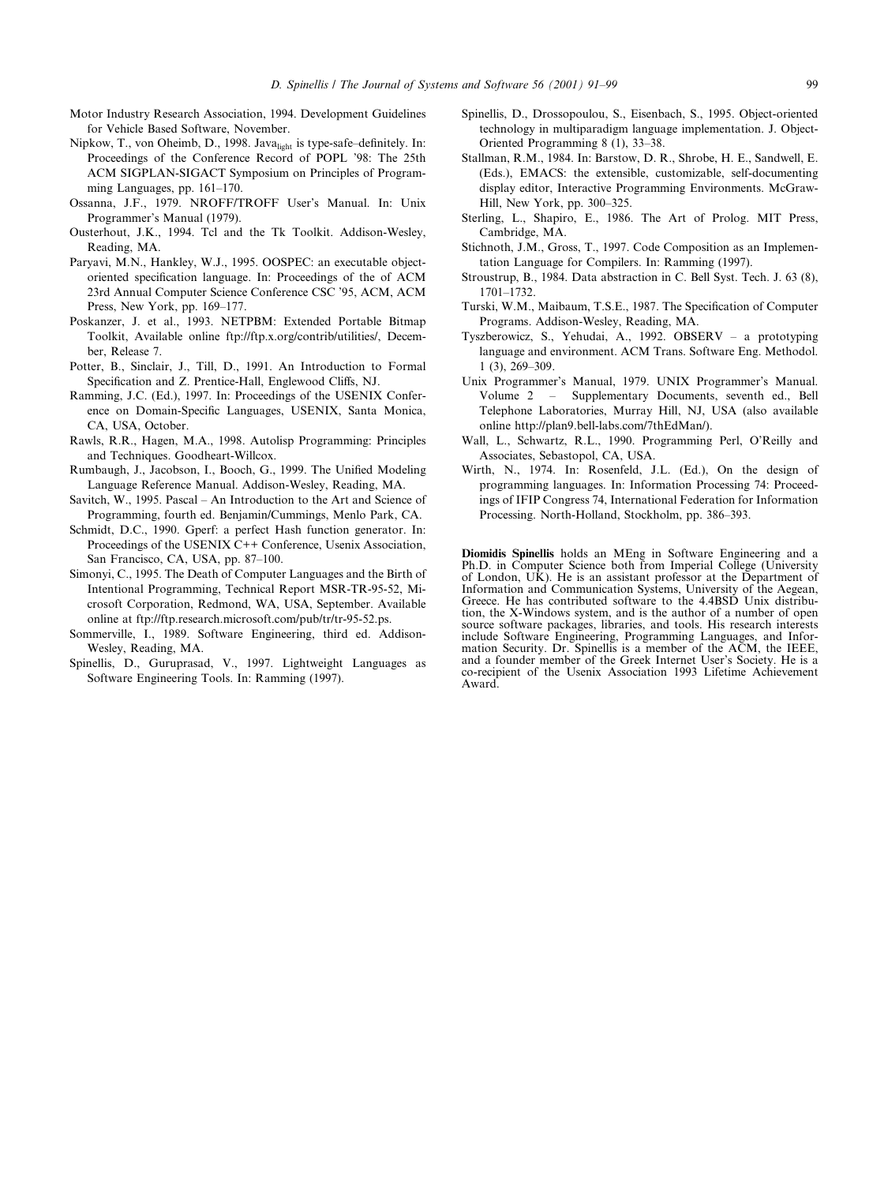Motor Industry Research Association, 1994. Development Guidelines for Vehicle Based Software, November.

Nipkow, T., von Oheimb, D., 1998. Java$_{light}$ is type-safe–definitely. In: Proceedings of the Conference Record of POPL '98: The 25th ACM SIGPLAN-SIGACT Symposium on Principles of Programming Languages, pp. 161–170.

Ossanna, J.F., 1979. NROFF/TROFF User's Manual. In: Unix Programmer's Manual (1979).

Ousterhout, J.K., 1994. Tcl and the Tk Toolkit. Addison-Wesley, Reading, MA.

Paryavi, M.N., Hankley, W.J., 1995. OOSPEC: an executable object-oriented specification language. In: Proceedings of the of ACM 23rd Annual Computer Science Conference CSC '95, ACM, ACM Press, New York, pp. 169–177.

Poskanzer, J. et al., 1993. NETPBM: Extended Portable Bitmap Toolkit, Available online ftp://ftp.x.org/contrib/utilities/, December, Release 7.

Potter, B., Sinclair, J., Till, D., 1991. An Introduction to Formal Specification and Z. Prentice-Hall, Englewood Cliffs, NJ.

Ramming, J.C. (Ed.), 1997. In: Proceedings of the USENIX Conference on Domain-Specific Languages, USENIX, Santa Monica, CA, USA, October.

Rawls, R.R., Hagen, M.A., 1998. Autolisp Programming: Principles and Techniques. Goodheart-Willcox.

Rumbaugh, J., Jacobson, I., Booch, G., 1999. The Unified Modeling Language Reference Manual. Addison-Wesley, Reading, MA.

Savitch, W., 1995. Pascal – An Introduction to the Art and Science of Programming, fourth ed. Benjamin/Cummings, Menlo Park, CA.

Schmidt, D.C., 1990. Gperf: a perfect Hash function generator. In: Proceedings of the USENIX C++ Conference, Usenix Association, San Francisco, CA, USA, pp. 87–100.

Simonyi, C., 1995. The Death of Computer Languages and the Birth of Intentional Programming, Technical Report MSR-TR-95-52, Microsoft Corporation, Redmond, WA, USA, September. Available online at ftp://ftp.research.microsoft.com/pub/tr/tr-95-52.ps.

Sommerville, I., 1989. Software Engineering, third ed. Addison-Wesley, Reading, MA.

Spinellis, D., Guruprasad, V., 1997. Lightweight Languages as Software Engineering Tools. In: Ramming (1997).

Spinellis, D., Drossopoulou, S., Eisenbach, S., 1995. Object-oriented technology in multiparadigm language implementation. J. Object-Oriented Programming 8 (1), 33–38.

Stallman, R.M., 1984. In: Barstow, D. R., Shrobe, H. E., Sandwell, E. (Eds.), EMACS: the extensible, customizable, self-documenting display editor, Interactive Programming Environments. McGraw-Hill, New York, pp. 300–325.

Sterling, L., Shapiro, E., 1986. The Art of Prolog. MIT Press, Cambridge, MA.

Stichnoth, J.M., Gross, T., 1997. Code Composition as an Implementation Language for Compilers. In: Ramming (1997).

Stroustrup, B., 1984. Data abstraction in C. Bell Syst. Tech. J. 63 (8), 1701–1732.

Turski, W.M., Maibaum, T.S.E., 1987. The Specification of Computer Programs. Addison-Wesley, Reading, MA.

Tyszberowicz, S., Yehudai, A., 1992. OBSERV – a prototyping language and environment. ACM Trans. Software Eng. Methodol. 1 (3), 269–309.

Unix Programmer's Manual, 1979. UNIX Programmer's Manual. Volume 2 – Supplementary Documents, seventh ed., Bell Telephone Laboratories, Murray Hill, NJ, USA (also available online http://plan9.bell-labs.com/7thEdMan/).

Wall, L., Schwartz, R.L., 1990. Programming Perl, O'Reilly and Associates, Sebastopol, CA, USA.

Wirth, N., 1974. In: Rosenfeld, J.L. (Ed.), On the design of programming languages. In: Information Processing 74: Proceedings of IFIP Congress 74, International Federation for Information Processing. North-Holland, Stockholm, pp. 386–393.

**Diomidis Spinellis** holds an MEng in Software Engineering and a Ph.D. in Computer Science both from Imperial College (University of London, UK). He is an assistant professor at the Department of Information and Communication Systems, University of the Aegean, Greece. He has contributed software to the 4.4BSD Unix distribution, the X-Windows system, and is the author of a number of open source software packages, libraries, and tools. His research interests include Software Engineering, Programming Languages, and Information Security. Dr. Spinellis is a member of the ACM, the IEEE, and a founder member of the Greek Internet User's Society. He is a co-recipient of the Usenix Association 1993 Lifetime Achievement Award.